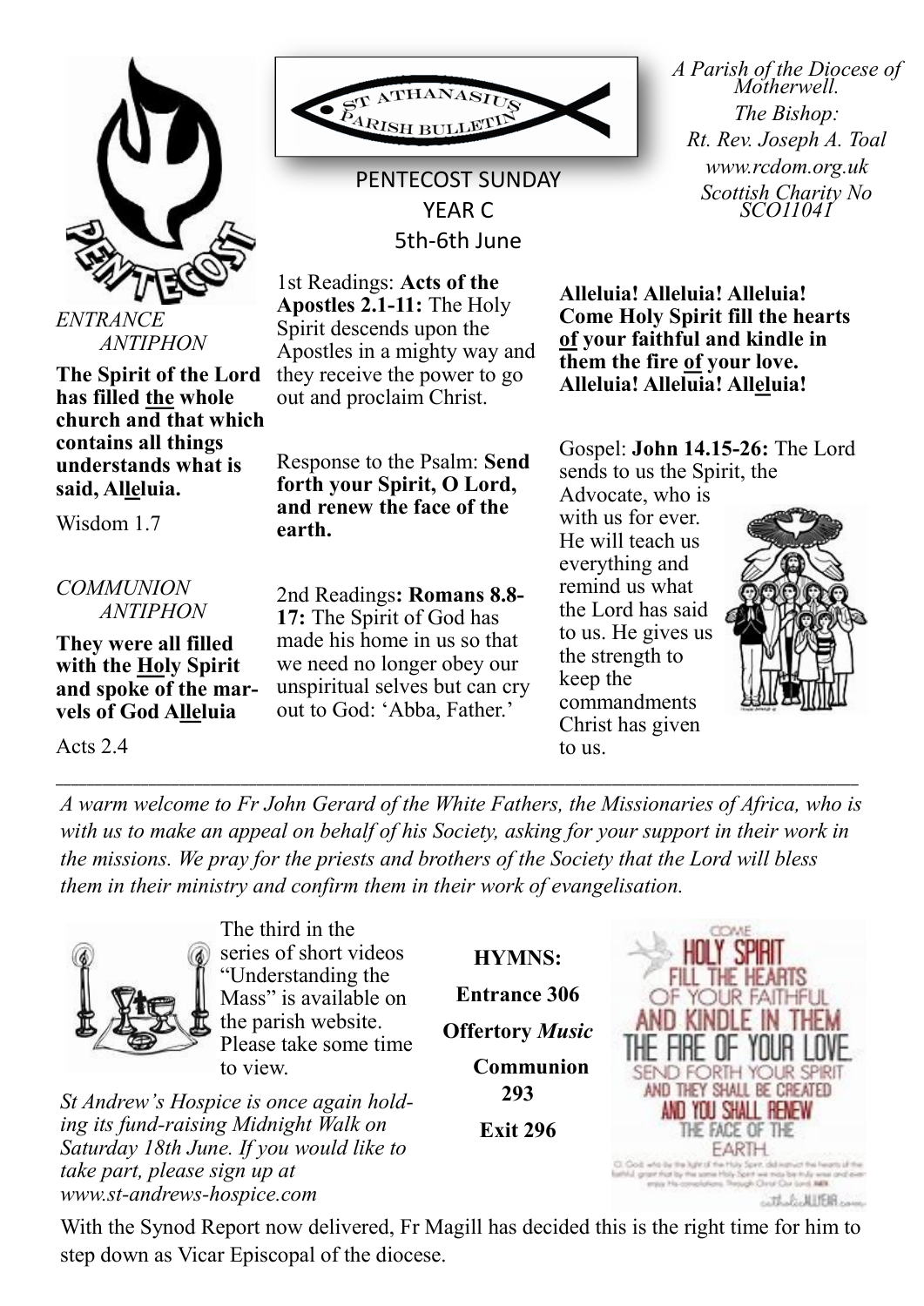# ST ATHANASIUS PARISH BULLETIN

## PENTECOST SUNDAY
## YEAR C
## 5th-6th June

*A Parish of the Diocese of Motherwell.*
*The Bishop:*
*Rt. Rev. Joseph A. Toal*
*www.rcdom.org.uk*
*Scottish Charity No SCO11041*

*ENTRANCE ANTIPHON*

**The Spirit of the Lord has filled the whole church and that which contains all things understands what is said, Alleluia.**

Wisdom 1.7

*COMMUNION ANTIPHON*

**They were all filled with the Holy Spirit and spoke of the marvels of God Alleluia**

Acts 2.4

1st Readings: **Acts of the Apostles 2.1-11:** The Holy Spirit descends upon the Apostles in a mighty way and they receive the power to go out and proclaim Christ.

Response to the Psalm: **Send forth your Spirit, O Lord, and renew the face of the earth.**

2nd Readings**: Romans 8.8-17:** The Spirit of God has made his home in us so that we need no longer obey our unspiritual selves but can cry out to God: 'Abba, Father.'

**Alleluia! Alleluia! Alleluia! Come Holy Spirit fill the hearts of your faithful and kindle in them the fire of your love. Alleluia! Alleluia! Alleluia!**

Gospel: **John 14.15-26:** The Lord sends to us the Spirit, the Advocate, who is with us for ever. He will teach us everything and remind us what the Lord has said to us. He gives us the strength to keep the commandments Christ has given to us.

---

*A warm welcome to Fr John Gerard of the White Fathers, the Missionaries of Africa, who is with us to make an appeal on behalf of his Society, asking for your support in their work in the missions. We pray for the priests and brothers of the Society that the Lord will bless them in their ministry and confirm them in their work of evangelisation.*

The third in the series of short videos "Understanding the Mass" is available on the parish website. Please take some time to view.

*St Andrew's Hospice is once again holding its fund-raising Midnight Walk on Saturday 18th June. If you would like to take part, please sign up at www.st-andrews-hospice.com*

**HYMNS:**

**Entrance 306**

**Offertory** ***Music***

**Communion 293**

**Exit 296**

With the Synod Report now delivered, Fr Magill has decided this is the right time for him to step down as Vicar Episcopal of the diocese.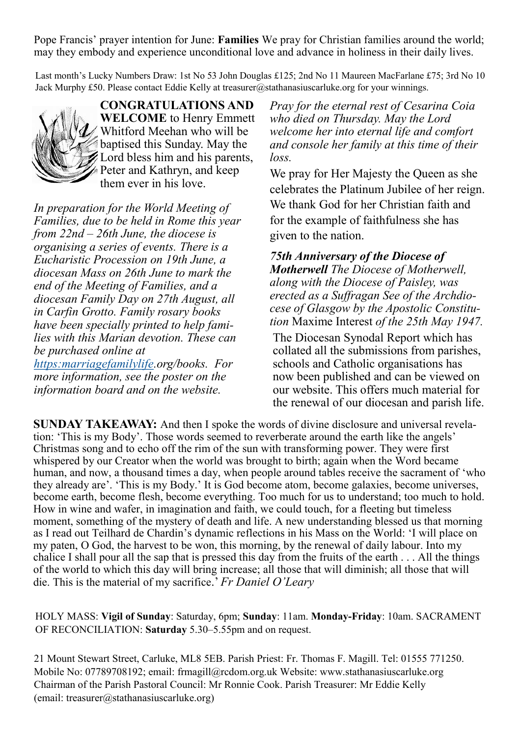Pope Francis' prayer intention for June: **Families** We pray for Christian families around the world; may they embody and experience unconditional love and advance in holiness in their daily lives.

Last month's Lucky Numbers Draw: 1st No 53 John Douglas £125; 2nd No 11 Maureen MacFarlane £75; 3rd No 10 Jack Murphy £50. Please contact Eddie Kelly at treasurer@stathanasiuscarluke.org for your winnings.

**CONGRATULATIONS AND WELCOME** to Henry Emmett Whitford Meehan who will be baptised this Sunday. May the Lord bless him and his parents, Peter and Kathryn, and keep them ever in his love.

*In preparation for the World Meeting of Families, due to be held in Rome this year from 22nd – 26th June, the diocese is organising a series of events. There is a Eucharistic Procession on 19th June, a diocesan Mass on 26th June to mark the end of the Meeting of Families, and a diocesan Family Day on 27th August, all in Carfin Grotto. Family rosary books have been specially printed to help families with this Marian devotion. These can be purchased online at [https:marriagefamilylife](https:marriagefamilylife).org/books. For more information, see the poster on the information board and on the website.*

*Pray for the eternal rest of Cesarina Coia who died on Thursday. May the Lord welcome her into eternal life and comfort and console her family at this time of their loss.*

We pray for Her Majesty the Queen as she celebrates the Platinum Jubilee of her reign. We thank God for her Christian faith and for the example of faithfulness she has given to the nation.

***75th Anniversary of the Diocese of Motherwell*** *The Diocese of Motherwell, along with the Diocese of Paisley, was erected as a Suffragan See of the Archdiocese of Glasgow by the Apostolic Constitution* Maxime Interest *of the 25th May 1947.*

The Diocesan Synodal Report which has collated all the submissions from parishes, schools and Catholic organisations has now been published and can be viewed on our website. This offers much material for the renewal of our diocesan and parish life.

**SUNDAY TAKEAWAY:** And then I spoke the words of divine disclosure and universal revelation: 'This is my Body'. Those words seemed to reverberate around the earth like the angels' Christmas song and to echo off the rim of the sun with transforming power. They were first whispered by our Creator when the world was brought to birth; again when the Word became human, and now, a thousand times a day, when people around tables receive the sacrament of 'who they already are'. 'This is my Body.' It is God become atom, become galaxies, become universes, become earth, become flesh, become everything. Too much for us to understand; too much to hold. How in wine and wafer, in imagination and faith, we could touch, for a fleeting but timeless moment, something of the mystery of death and life. A new understanding blessed us that morning as I read out Teilhard de Chardin's dynamic reflections in his Mass on the World: 'I will place on my paten, O God, the harvest to be won, this morning, by the renewal of daily labour. Into my chalice I shall pour all the sap that is pressed this day from the fruits of the earth . . . All the things of the world to which this day will bring increase; all those that will diminish; all those that will die. This is the material of my sacrifice.' *Fr Daniel O'Leary*

HOLY MASS: **Vigil of Sunday**: Saturday, 6pm; **Sunday**: 11am. **Monday-Friday**: 10am. SACRAMENT OF RECONCILIATION: **Saturday** 5.30–5.55pm and on request.

21 Mount Stewart Street, Carluke, ML8 5EB. Parish Priest: Fr. Thomas F. Magill. Tel: 01555 771250. Mobile No: 07789708192; email: frmagill@rcdom.org.uk Website: www.stathanasiuscarluke.org
Chairman of the Parish Pastoral Council: Mr Ronnie Cook. Parish Treasurer: Mr Eddie Kelly (email: treasurer@stathanasiuscarluke.org)